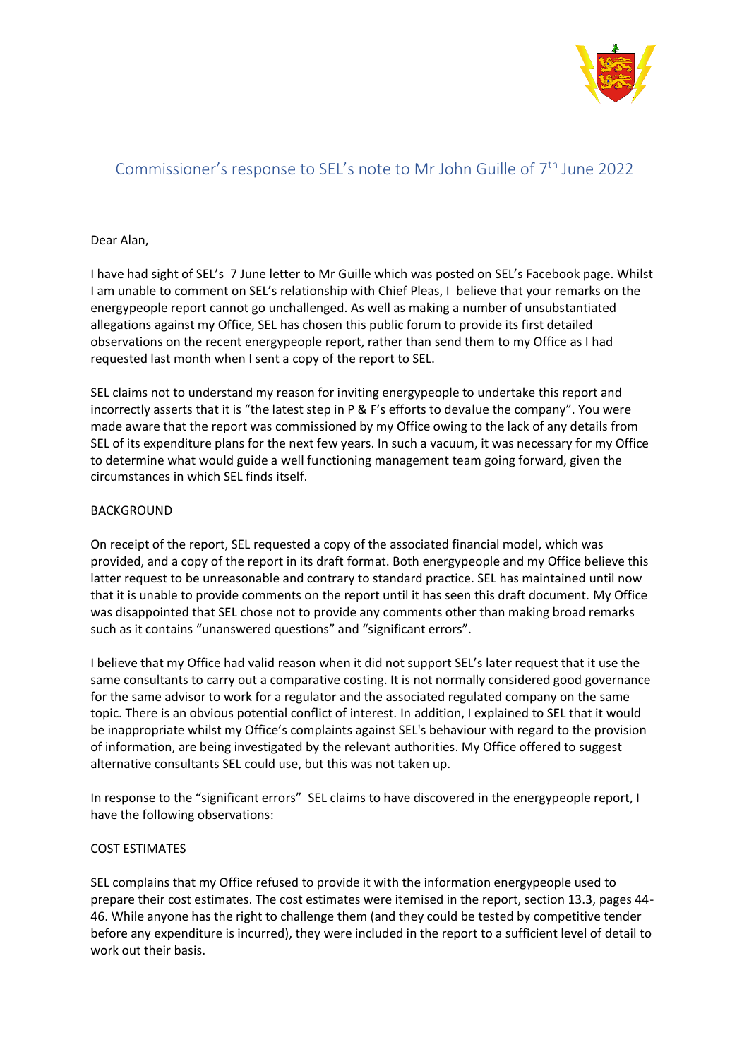# Commissioner's response to SEL's note to Mr John Guille of 7th June 2022

Dear Alan,

I have had sight of SEL's 7 June letter to Mr Guille which was posted on SEL's Facebook page. Whilst I am unable to comment on SEL's relationship with Chief Pleas, I believe that your remarks on the energypeople report cannot go unchallenged. As well as making a number of unsubstantiated allegations against my Office, SEL has chosen this public forum to provide its first detailed observations on the recent energypeople report, rather than send them to my Office as I had requested last month when I sent a copy of the report to SEL.

SEL claims not to understand my reason for inviting energypeople to undertake this report and incorrectly asserts that it is "the latest step in P & F's efforts to devalue the company". You were made aware that the report was commissioned by my Office owing to the lack of any details from SEL of its expenditure plans for the next few years. In such a vacuum, it was necessary for my Office to determine what would guide a well functioning management team going forward, given the circumstances in which SEL finds itself.

## BACKGROUND

On receipt of the report, SEL requested a copy of the associated financial model, which was provided, and a copy of the report in its draft format. Both energypeople and my Office believe this latter request to be unreasonable and contrary to standard practice. SEL has maintained until now that it is unable to provide comments on the report until it has seen this draft document. My Office was disappointed that SEL chose not to provide any comments other than making broad remarks such as it contains "unanswered questions" and "significant errors".

I believe that my Office had valid reason when it did not support SEL's later request that it use the same consultants to carry out a comparative costing. It is not normally considered good governance for the same advisor to work for a regulator and the associated regulated company on the same topic. There is an obvious potential conflict of interest. In addition, I explained to SEL that it would be inappropriate whilst my Office's complaints against SEL's behaviour with regard to the provision of information, are being investigated by the relevant authorities. My Office offered to suggest alternative consultants SEL could use, but this was not taken up.

In response to the "significant errors" SEL claims to have discovered in the energypeople report, I have the following observations:

## COST ESTIMATES

SEL complains that my Office refused to provide it with the information energypeople used to prepare their cost estimates. The cost estimates were itemised in the report, section 13.3, pages 44-46. While anyone has the right to challenge them (and they could be tested by competitive tender before any expenditure is incurred), they were included in the report to a sufficient level of detail to work out their basis.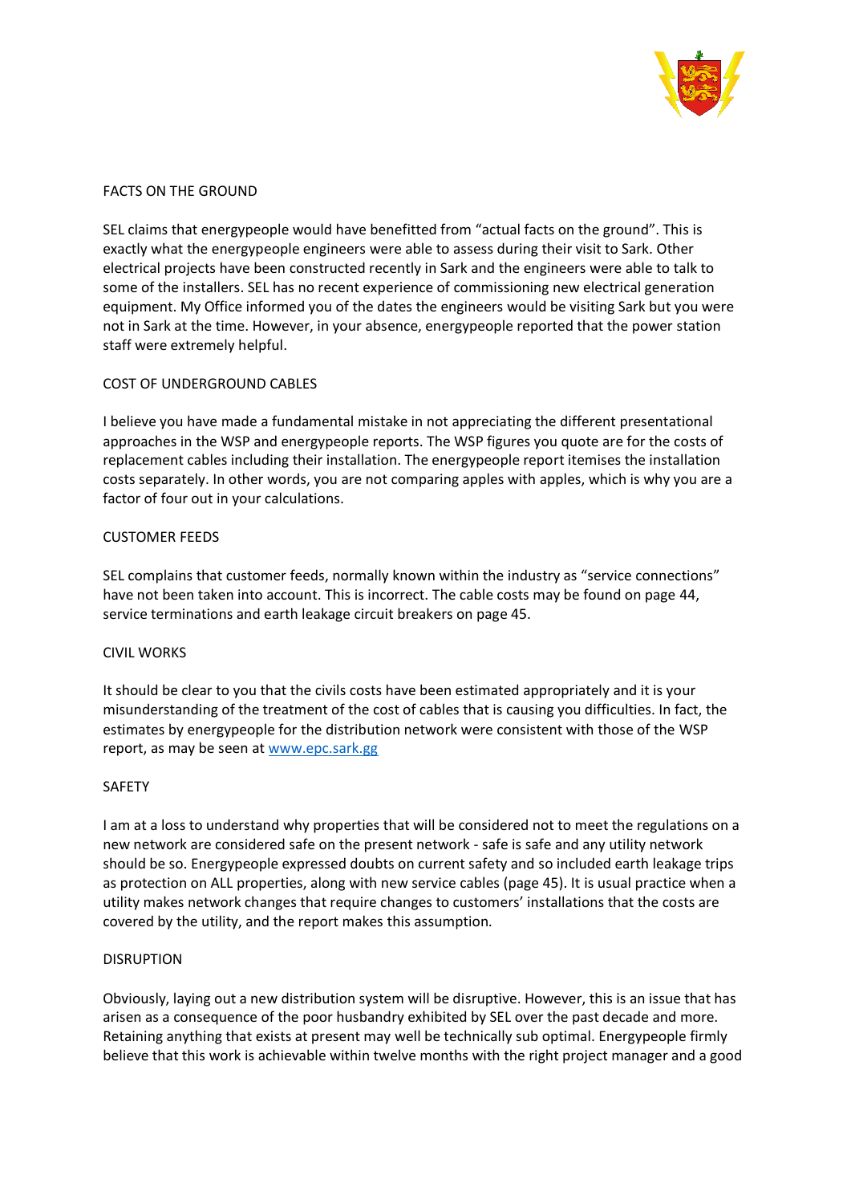## FACTS ON THE GROUND

SEL claims that energypeople would have benefitted from "actual facts on the ground". This is exactly what the energypeople engineers were able to assess during their visit to Sark. Other electrical projects have been constructed recently in Sark and the engineers were able to talk to some of the installers. SEL has no recent experience of commissioning new electrical generation equipment. My Office informed you of the dates the engineers would be visiting Sark but you were not in Sark at the time. However, in your absence, energypeople reported that the power station staff were extremely helpful.

## COST OF UNDERGROUND CABLES

I believe you have made a fundamental mistake in not appreciating the different presentational approaches in the WSP and energypeople reports. The WSP figures you quote are for the costs of replacement cables including their installation. The energypeople report itemises the installation costs separately. In other words, you are not comparing apples with apples, which is why you are a factor of four out in your calculations.

## CUSTOMER FEEDS

SEL complains that customer feeds, normally known within the industry as "service connections" have not been taken into account. This is incorrect. The cable costs may be found on page 44, service terminations and earth leakage circuit breakers on page 45.

## CIVIL WORKS

It should be clear to you that the civils costs have been estimated appropriately and it is your misunderstanding of the treatment of the cost of cables that is causing you difficulties. In fact, the estimates by energypeople for the distribution network were consistent with those of the WSP report, as may be seen at www.epc.sark.gg

## SAFETY

I am at a loss to understand why properties that will be considered not to meet the regulations on a new network are considered safe on the present network - safe is safe and any utility network should be so. Energypeople expressed doubts on current safety and so included earth leakage trips as protection on ALL properties, along with new service cables (page 45). It is usual practice when a utility makes network changes that require changes to customers' installations that the costs are covered by the utility, and the report makes this assumption.

## DISRUPTION

Obviously, laying out a new distribution system will be disruptive. However, this is an issue that has arisen as a consequence of the poor husbandry exhibited by SEL over the past decade and more. Retaining anything that exists at present may well be technically sub optimal. Energypeople firmly believe that this work is achievable within twelve months with the right project manager and a good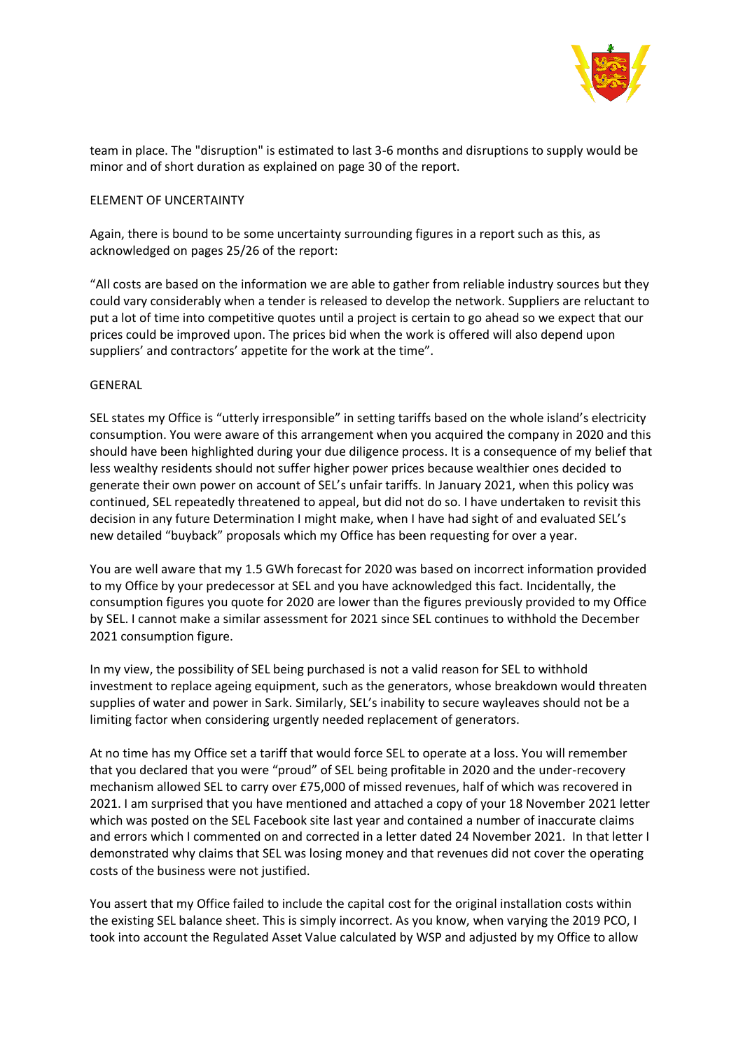team in place. The "disruption" is estimated to last 3-6 months and disruptions to supply would be minor and of short duration as explained on page 30 of the report.

ELEMENT OF UNCERTAINTY

Again, there is bound to be some uncertainty surrounding figures in a report such as this, as acknowledged on pages 25/26 of the report:

"All costs are based on the information we are able to gather from reliable industry sources but they could vary considerably when a tender is released to develop the network. Suppliers are reluctant to put a lot of time into competitive quotes until a project is certain to go ahead so we expect that our prices could be improved upon. The prices bid when the work is offered will also depend upon suppliers' and contractors' appetite for the work at the time".

GENERAL

SEL states my Office is "utterly irresponsible" in setting tariffs based on the whole island's electricity consumption. You were aware of this arrangement when you acquired the company in 2020 and this should have been highlighted during your due diligence process. It is a consequence of my belief that less wealthy residents should not suffer higher power prices because wealthier ones decided to generate their own power on account of SEL's unfair tariffs. In January 2021, when this policy was continued, SEL repeatedly threatened to appeal, but did not do so. I have undertaken to revisit this decision in any future Determination I might make, when I have had sight of and evaluated SEL's new detailed "buyback" proposals which my Office has been requesting for over a year.

You are well aware that my 1.5 GWh forecast for 2020 was based on incorrect information provided to my Office by your predecessor at SEL and you have acknowledged this fact. Incidentally, the consumption figures you quote for 2020 are lower than the figures previously provided to my Office by SEL. I cannot make a similar assessment for 2021 since SEL continues to withhold the December 2021 consumption figure.

In my view, the possibility of SEL being purchased is not a valid reason for SEL to withhold investment to replace ageing equipment, such as the generators, whose breakdown would threaten supplies of water and power in Sark. Similarly, SEL's inability to secure wayleaves should not be a limiting factor when considering urgently needed replacement of generators.

At no time has my Office set a tariff that would force SEL to operate at a loss. You will remember that you declared that you were "proud" of SEL being profitable in 2020 and the under-recovery mechanism allowed SEL to carry over £75,000 of missed revenues, half of which was recovered in 2021. I am surprised that you have mentioned and attached a copy of your 18 November 2021 letter which was posted on the SEL Facebook site last year and contained a number of inaccurate claims and errors which I commented on and corrected in a letter dated 24 November 2021. In that letter I demonstrated why claims that SEL was losing money and that revenues did not cover the operating costs of the business were not justified.

You assert that my Office failed to include the capital cost for the original installation costs within the existing SEL balance sheet. This is simply incorrect. As you know, when varying the 2019 PCO, I took into account the Regulated Asset Value calculated by WSP and adjusted by my Office to allow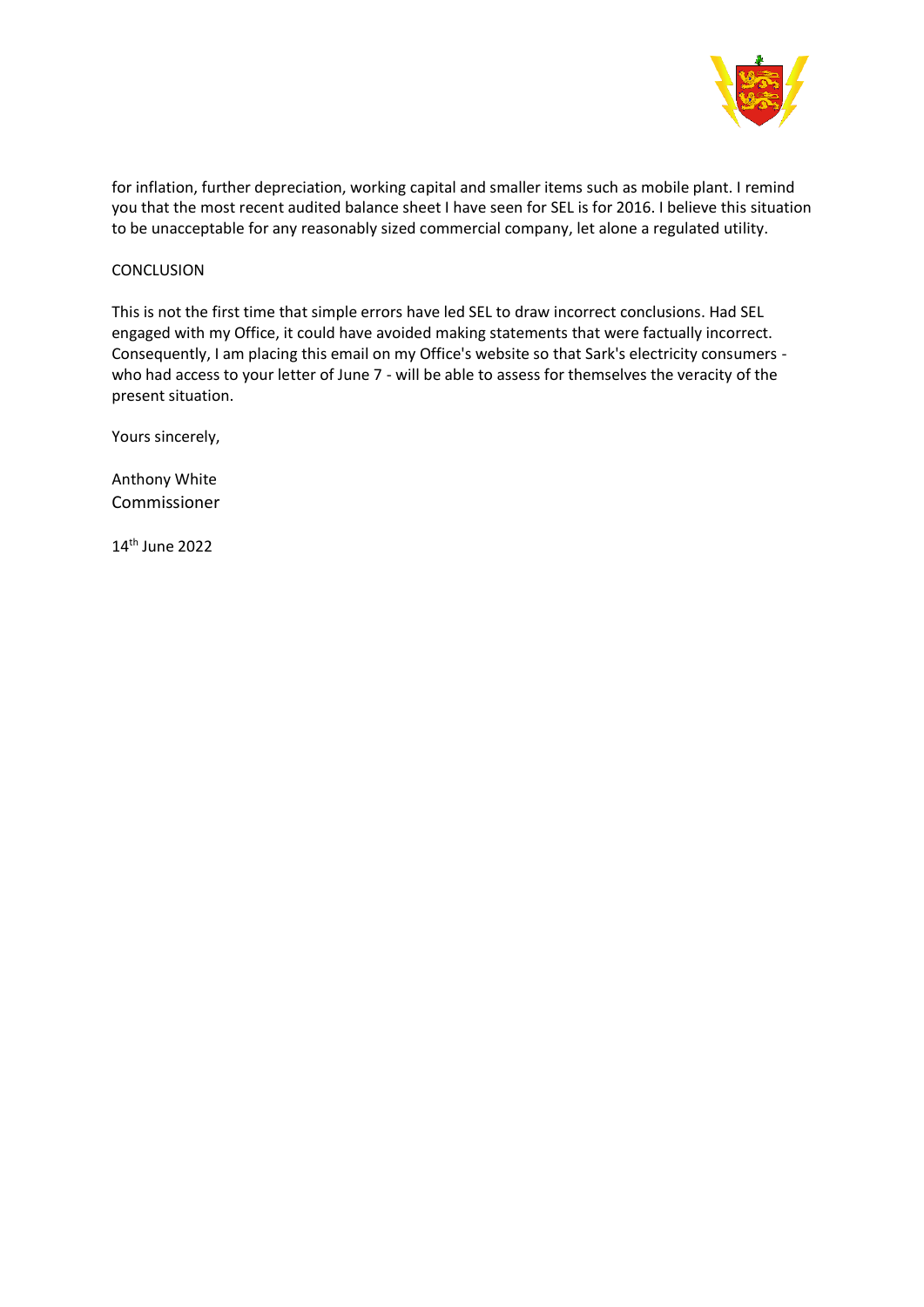for inflation, further depreciation, working capital and smaller items such as mobile plant. I remind you that the most recent audited balance sheet I have seen for SEL is for 2016. I believe this situation to be unacceptable for any reasonably sized commercial company, let alone a regulated utility.

CONCLUSION

This is not the first time that simple errors have led SEL to draw incorrect conclusions. Had SEL engaged with my Office, it could have avoided making statements that were factually incorrect. Consequently, I am placing this email on my Office's website so that Sark's electricity consumers - who had access to your letter of June 7 - will be able to assess for themselves the veracity of the present situation.

Yours sincerely,

Anthony White
Commissioner

14th June 2022